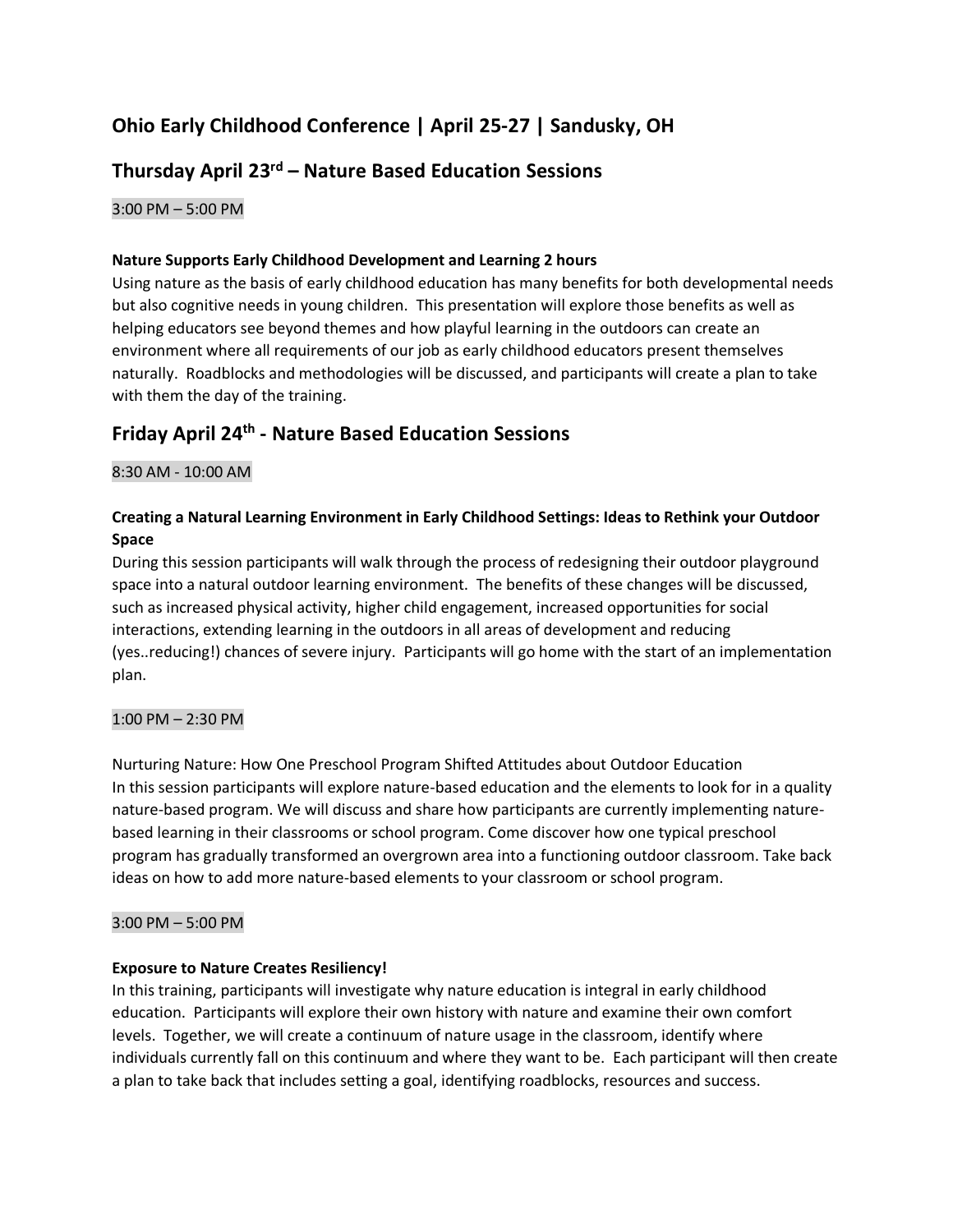## Ohio Early Childhood Conference | April 25-27 | Sandusky, OH

## Thursday April 23rd – Nature Based Education Sessions

3:00 PM – 5:00 PM

**Nature Supports Early Childhood Development and Learning 2 hours**

Using nature as the basis of early childhood education has many benefits for both developmental needs but also cognitive needs in young children. This presentation will explore those benefits as well as helping educators see beyond themes and how playful learning in the outdoors can create an environment where all requirements of our job as early childhood educators present themselves naturally. Roadblocks and methodologies will be discussed, and participants will create a plan to take with them the day of the training.

## Friday April 24th - Nature Based Education Sessions

8:30 AM - 10:00 AM

**Creating a Natural Learning Environment in Early Childhood Settings: Ideas to Rethink your Outdoor Space**

During this session participants will walk through the process of redesigning their outdoor playground space into a natural outdoor learning environment. The benefits of these changes will be discussed, such as increased physical activity, higher child engagement, increased opportunities for social interactions, extending learning in the outdoors in all areas of development and reducing (yes..reducing!) chances of severe injury. Participants will go home with the start of an implementation plan.

1:00 PM – 2:30 PM

Nurturing Nature: How One Preschool Program Shifted Attitudes about Outdoor Education

In this session participants will explore nature-based education and the elements to look for in a quality nature-based program. We will discuss and share how participants are currently implementing nature-based learning in their classrooms or school program. Come discover how one typical preschool program has gradually transformed an overgrown area into a functioning outdoor classroom. Take back ideas on how to add more nature-based elements to your classroom or school program.

3:00 PM – 5:00 PM

**Exposure to Nature Creates Resiliency!**

In this training, participants will investigate why nature education is integral in early childhood education. Participants will explore their own history with nature and examine their own comfort levels. Together, we will create a continuum of nature usage in the classroom, identify where individuals currently fall on this continuum and where they want to be. Each participant will then create a plan to take back that includes setting a goal, identifying roadblocks, resources and success.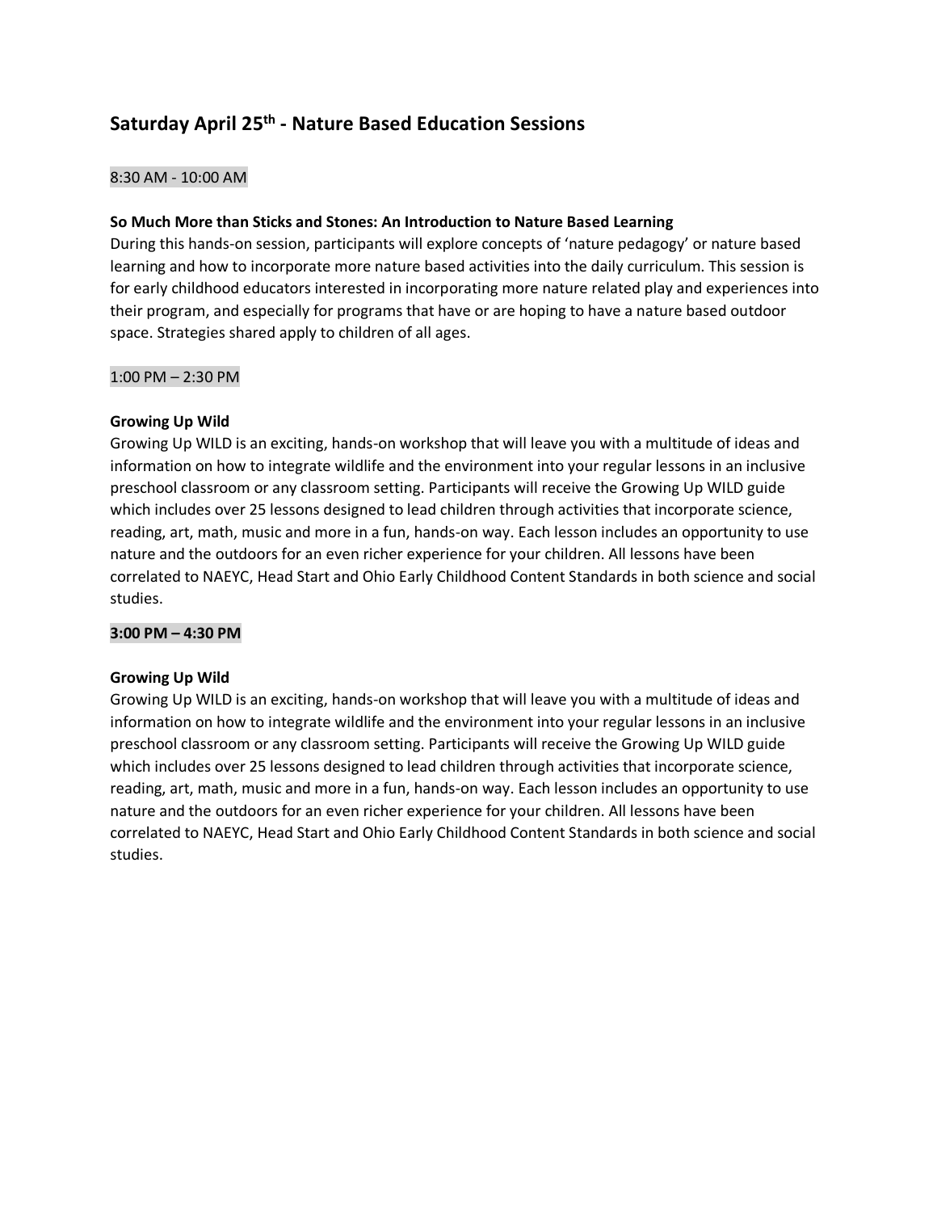## Saturday April 25th - Nature Based Education Sessions

8:30 AM - 10:00 AM

**So Much More than Sticks and Stones: An Introduction to Nature Based Learning**
During this hands-on session, participants will explore concepts of 'nature pedagogy' or nature based learning and how to incorporate more nature based activities into the daily curriculum. This session is for early childhood educators interested in incorporating more nature related play and experiences into their program, and especially for programs that have or are hoping to have a nature based outdoor space. Strategies shared apply to children of all ages.

1:00 PM – 2:30 PM

**Growing Up Wild**
Growing Up WILD is an exciting, hands-on workshop that will leave you with a multitude of ideas and information on how to integrate wildlife and the environment into your regular lessons in an inclusive preschool classroom or any classroom setting. Participants will receive the Growing Up WILD guide which includes over 25 lessons designed to lead children through activities that incorporate science, reading, art, math, music and more in a fun, hands-on way. Each lesson includes an opportunity to use nature and the outdoors for an even richer experience for your children. All lessons have been correlated to NAEYC, Head Start and Ohio Early Childhood Content Standards in both science and social studies.

**3:00 PM – 4:30 PM**

**Growing Up Wild**
Growing Up WILD is an exciting, hands-on workshop that will leave you with a multitude of ideas and information on how to integrate wildlife and the environment into your regular lessons in an inclusive preschool classroom or any classroom setting. Participants will receive the Growing Up WILD guide which includes over 25 lessons designed to lead children through activities that incorporate science, reading, art, math, music and more in a fun, hands-on way. Each lesson includes an opportunity to use nature and the outdoors for an even richer experience for your children. All lessons have been correlated to NAEYC, Head Start and Ohio Early Childhood Content Standards in both science and social studies.